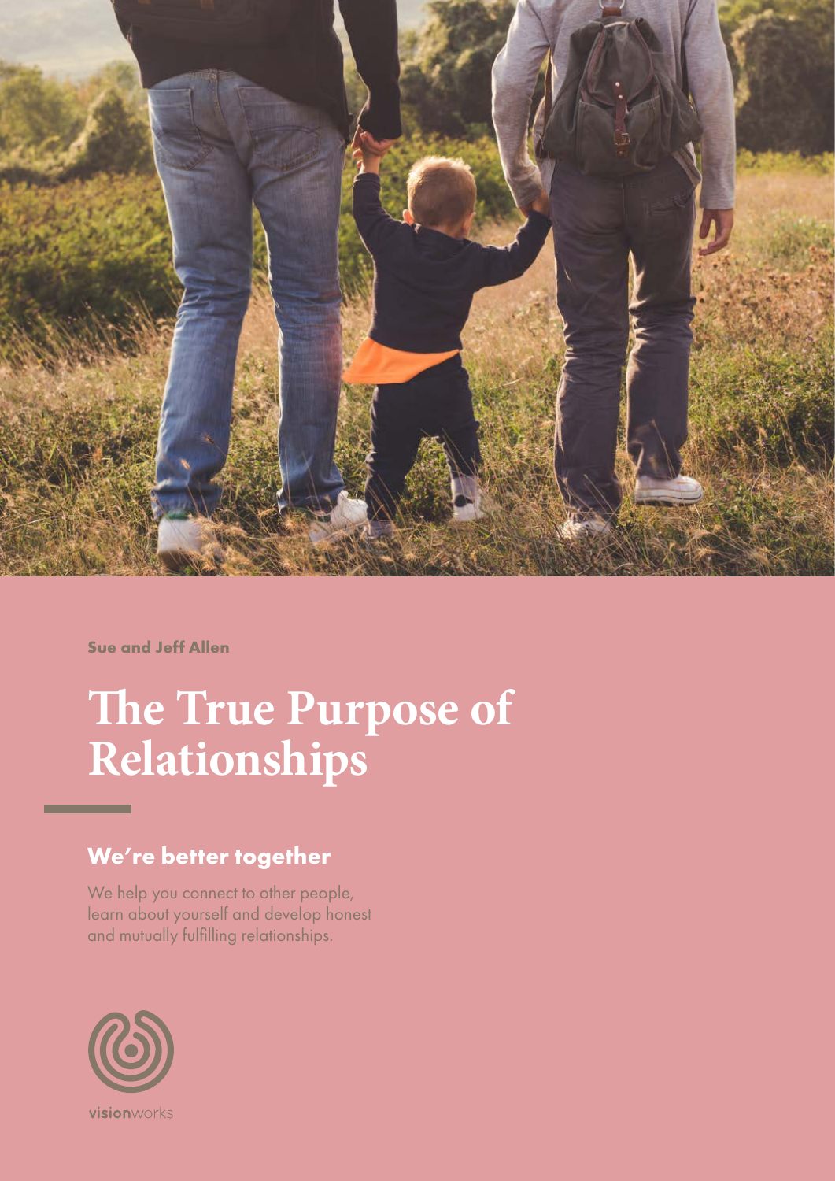Sue and Jeff Allen

# The True Purpose of Relationships

## We're better together

We help you connect to other people, learn about yourself and develop honest and mutually fulfilling relationships.

visionworks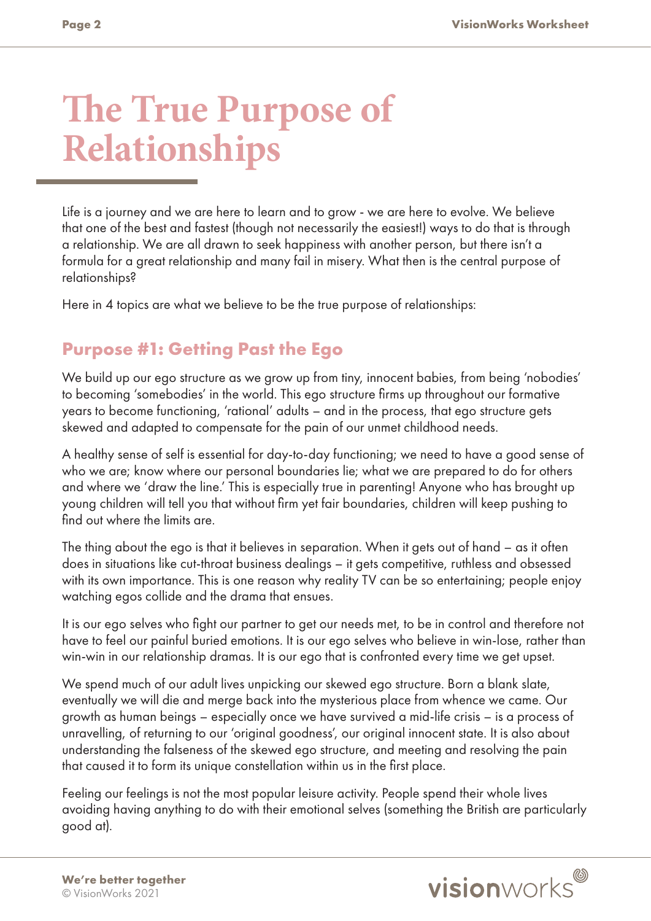# The True Purpose of Relationships

Life is a journey and we are here to learn and to grow - we are here to evolve. We believe that one of the best and fastest (though not necessarily the easiest!) ways to do that is through a relationship. We are all drawn to seek happiness with another person, but there isn't a formula for a great relationship and many fail in misery. What then is the central purpose of relationships?

Here in 4 topics are what we believe to be the true purpose of relationships:

## Purpose #1: Getting Past the Ego

We build up our ego structure as we grow up from tiny, innocent babies, from being 'nobodies' to becoming 'somebodies' in the world. This ego structure firms up throughout our formative years to become functioning, 'rational' adults – and in the process, that ego structure gets skewed and adapted to compensate for the pain of our unmet childhood needs.

A healthy sense of self is essential for day-to-day functioning; we need to have a good sense of who we are; know where our personal boundaries lie; what we are prepared to do for others and where we 'draw the line.' This is especially true in parenting! Anyone who has brought up young children will tell you that without firm yet fair boundaries, children will keep pushing to find out where the limits are.

The thing about the ego is that it believes in separation. When it gets out of hand – as it often does in situations like cut-throat business dealings – it gets competitive, ruthless and obsessed with its own importance. This is one reason why reality TV can be so entertaining; people enjoy watching egos collide and the drama that ensues.

It is our ego selves who fight our partner to get our needs met, to be in control and therefore not have to feel our painful buried emotions. It is our ego selves who believe in win-lose, rather than win-win in our relationship dramas. It is our ego that is confronted every time we get upset.

We spend much of our adult lives unpicking our skewed ego structure. Born a blank slate, eventually we will die and merge back into the mysterious place from whence we came. Our growth as human beings – especially once we have survived a mid-life crisis – is a process of unravelling, of returning to our 'original goodness', our original innocent state. It is also about understanding the falseness of the skewed ego structure, and meeting and resolving the pain that caused it to form its unique constellation within us in the first place.

Feeling our feelings is not the most popular leisure activity. People spend their whole lives avoiding having anything to do with their emotional selves (something the British are particularly good at).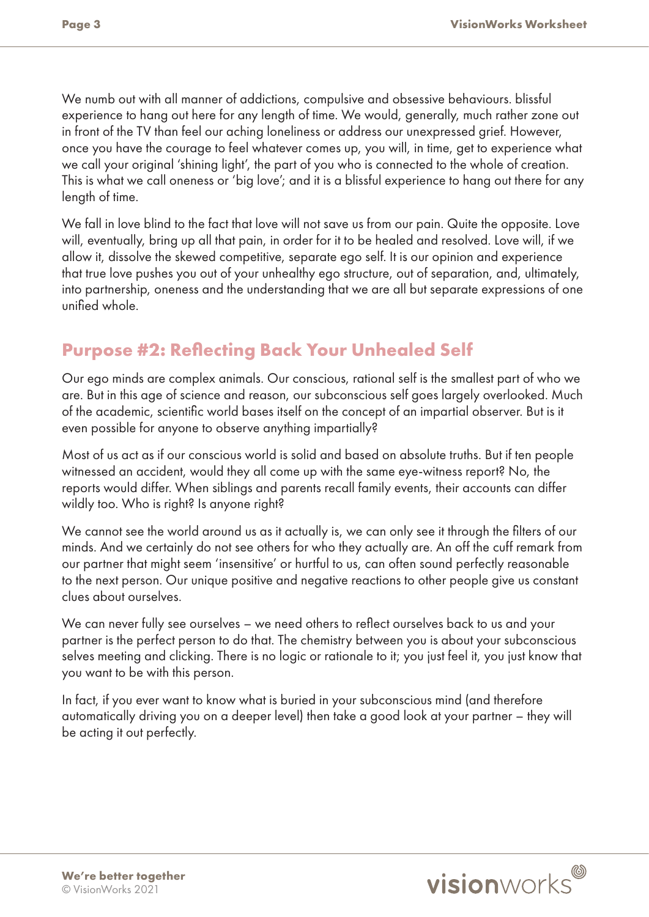We numb out with all manner of addictions, compulsive and obsessive behaviours. blissful experience to hang out here for any length of time. We would, generally, much rather zone out in front of the TV than feel our aching loneliness or address our unexpressed grief. However, once you have the courage to feel whatever comes up, you will, in time, get to experience what we call your original 'shining light', the part of you who is connected to the whole of creation. This is what we call oneness or 'big love'; and it is a blissful experience to hang out there for any length of time.

We fall in love blind to the fact that love will not save us from our pain. Quite the opposite. Love will, eventually, bring up all that pain, in order for it to be healed and resolved. Love will, if we allow it, dissolve the skewed competitive, separate ego self. It is our opinion and experience that true love pushes you out of your unhealthy ego structure, out of separation, and, ultimately, into partnership, oneness and the understanding that we are all but separate expressions of one unified whole.

## Purpose #2: Reflecting Back Your Unhealed Self

Our ego minds are complex animals. Our conscious, rational self is the smallest part of who we are. But in this age of science and reason, our subconscious self goes largely overlooked. Much of the academic, scientific world bases itself on the concept of an impartial observer. But is it even possible for anyone to observe anything impartially?

Most of us act as if our conscious world is solid and based on absolute truths. But if ten people witnessed an accident, would they all come up with the same eye-witness report? No, the reports would differ. When siblings and parents recall family events, their accounts can differ wildly too. Who is right? Is anyone right?

We cannot see the world around us as it actually is, we can only see it through the filters of our minds. And we certainly do not see others for who they actually are. An off the cuff remark from our partner that might seem 'insensitive' or hurtful to us, can often sound perfectly reasonable to the next person. Our unique positive and negative reactions to other people give us constant clues about ourselves.

We can never fully see ourselves – we need others to reflect ourselves back to us and your partner is the perfect person to do that. The chemistry between you is about your subconscious selves meeting and clicking. There is no logic or rationale to it; you just feel it, you just know that you want to be with this person.

In fact, if you ever want to know what is buried in your subconscious mind (and therefore automatically driving you on a deeper level) then take a good look at your partner – they will be acting it out perfectly.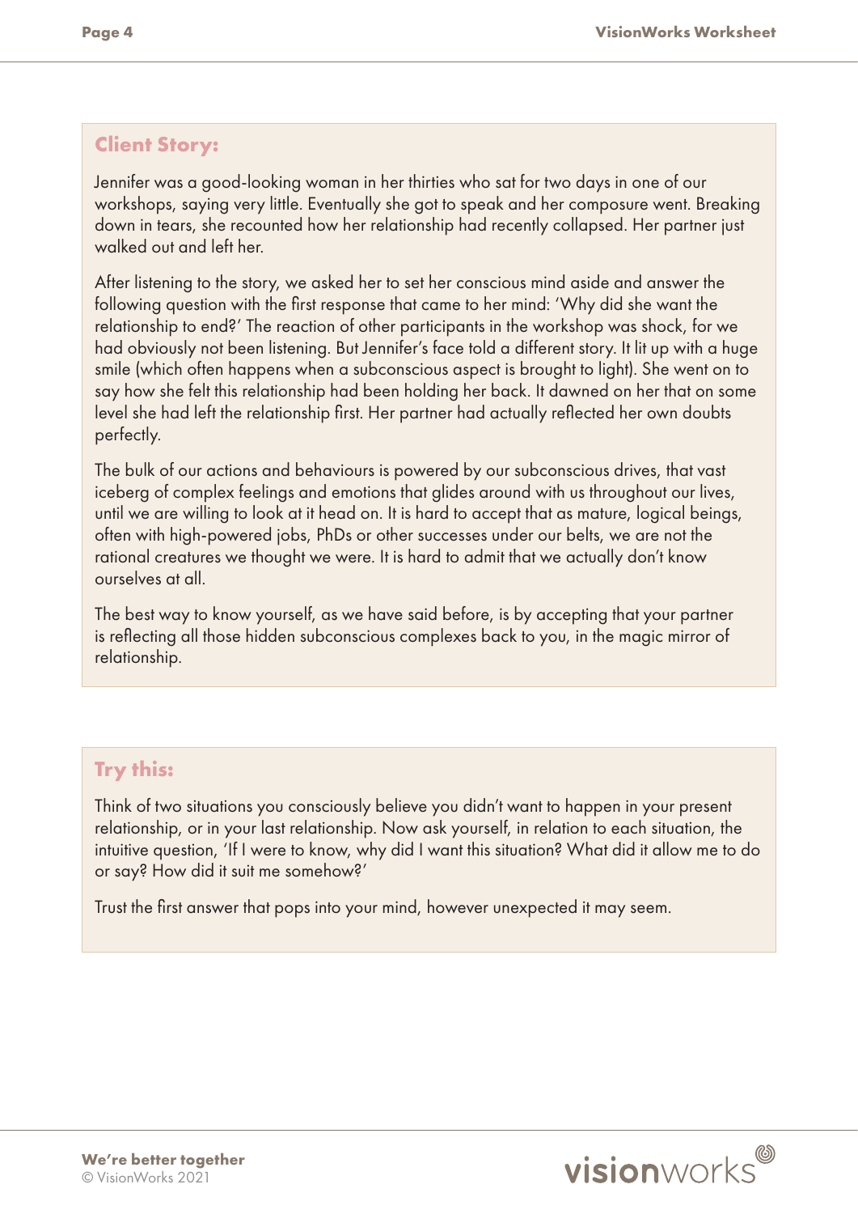## Client Story:

Jennifer was a good-looking woman in her thirties who sat for two days in one of our workshops, saying very little. Eventually she got to speak and her composure went. Breaking down in tears, she recounted how her relationship had recently collapsed. Her partner just walked out and left her.

After listening to the story, we asked her to set her conscious mind aside and answer the following question with the first response that came to her mind: 'Why did she want the relationship to end?' The reaction of other participants in the workshop was shock, for we had obviously not been listening. But Jennifer's face told a different story. It lit up with a huge smile (which often happens when a subconscious aspect is brought to light). She went on to say how she felt this relationship had been holding her back. It dawned on her that on some level she had left the relationship first. Her partner had actually reflected her own doubts perfectly.

The bulk of our actions and behaviours is powered by our subconscious drives, that vast iceberg of complex feelings and emotions that glides around with us throughout our lives, until we are willing to look at it head on. It is hard to accept that as mature, logical beings, often with high-powered jobs, PhDs or other successes under our belts, we are not the rational creatures we thought we were. It is hard to admit that we actually don't know ourselves at all.

The best way to know yourself, as we have said before, is by accepting that your partner is reflecting all those hidden subconscious complexes back to you, in the magic mirror of relationship.

## Try this:

Think of two situations you consciously believe you didn't want to happen in your present relationship, or in your last relationship. Now ask yourself, in relation to each situation, the intuitive question, 'If I were to know, why did I want this situation? What did it allow me to do or say? How did it suit me somehow?'

Trust the first answer that pops into your mind, however unexpected it may seem.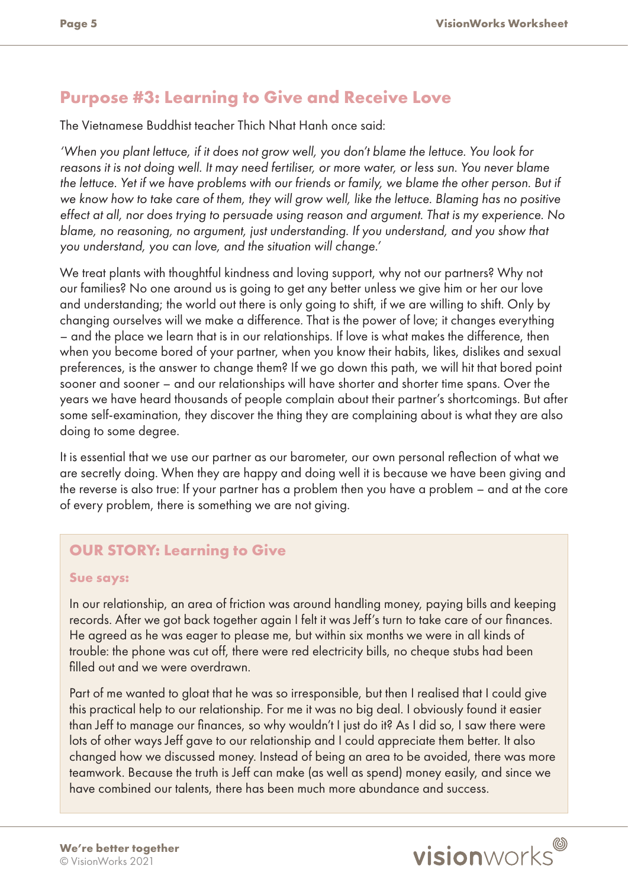## Purpose #3: Learning to Give and Receive Love

The Vietnamese Buddhist teacher Thich Nhat Hanh once said:

*'When you plant lettuce, if it does not grow well, you don't blame the lettuce. You look for reasons it is not doing well. It may need fertiliser, or more water, or less sun. You never blame the lettuce. Yet if we have problems with our friends or family, we blame the other person. But if we know how to take care of them, they will grow well, like the lettuce. Blaming has no positive effect at all, nor does trying to persuade using reason and argument. That is my experience. No blame, no reasoning, no argument, just understanding. If you understand, and you show that you understand, you can love, and the situation will change.'*

We treat plants with thoughtful kindness and loving support, why not our partners? Why not our families? No one around us is going to get any better unless we give him or her our love and understanding; the world out there is only going to shift, if we are willing to shift. Only by changing ourselves will we make a difference. That is the power of love; it changes everything – and the place we learn that is in our relationships. If love is what makes the difference, then when you become bored of your partner, when you know their habits, likes, dislikes and sexual preferences, is the answer to change them? If we go down this path, we will hit that bored point sooner and sooner – and our relationships will have shorter and shorter time spans. Over the years we have heard thousands of people complain about their partner's shortcomings. But after some self-examination, they discover the thing they are complaining about is what they are also doing to some degree.

It is essential that we use our partner as our barometer, our own personal reflection of what we are secretly doing. When they are happy and doing well it is because we have been giving and the reverse is also true: If your partner has a problem then you have a problem – and at the core of every problem, there is something we are not giving.

### OUR STORY: Learning to Give

**Sue says:**

In our relationship, an area of friction was around handling money, paying bills and keeping records. After we got back together again I felt it was Jeff's turn to take care of our finances. He agreed as he was eager to please me, but within six months we were in all kinds of trouble: the phone was cut off, there were red electricity bills, no cheque stubs had been filled out and we were overdrawn.

Part of me wanted to gloat that he was so irresponsible, but then I realised that I could give this practical help to our relationship. For me it was no big deal. I obviously found it easier than Jeff to manage our finances, so why wouldn't I just do it? As I did so, I saw there were lots of other ways Jeff gave to our relationship and I could appreciate them better. It also changed how we discussed money. Instead of being an area to be avoided, there was more teamwork. Because the truth is Jeff can make (as well as spend) money easily, and since we have combined our talents, there has been much more abundance and success.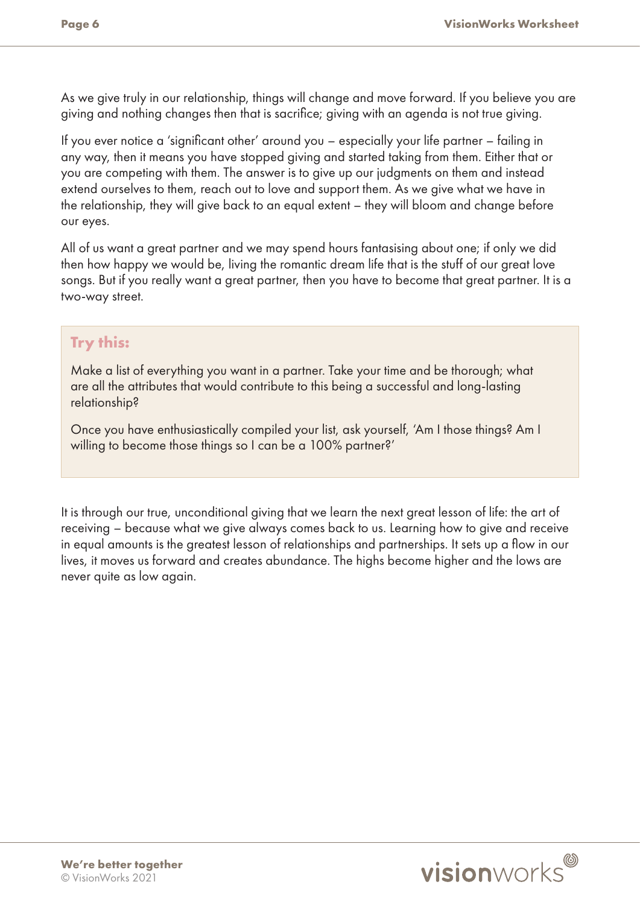As we give truly in our relationship, things will change and move forward. If you believe you are giving and nothing changes then that is sacrifice; giving with an agenda is not true giving.

If you ever notice a 'significant other' around you – especially your life partner – failing in any way, then it means you have stopped giving and started taking from them. Either that or you are competing with them. The answer is to give up our judgments on them and instead extend ourselves to them, reach out to love and support them. As we give what we have in the relationship, they will give back to an equal extent – they will bloom and change before our eyes.

All of us want a great partner and we may spend hours fantasising about one; if only we did then how happy we would be, living the romantic dream life that is the stuff of our great love songs. But if you really want a great partner, then you have to become that great partner. It is a two-way street.

### Try this:

Make a list of everything you want in a partner. Take your time and be thorough; what are all the attributes that would contribute to this being a successful and long-lasting relationship?

Once you have enthusiastically compiled your list, ask yourself, 'Am I those things? Am I willing to become those things so I can be a 100% partner?'

It is through our true, unconditional giving that we learn the next great lesson of life: the art of receiving – because what we give always comes back to us. Learning how to give and receive in equal amounts is the greatest lesson of relationships and partnerships. It sets up a flow in our lives, it moves us forward and creates abundance. The highs become higher and the lows are never quite as low again.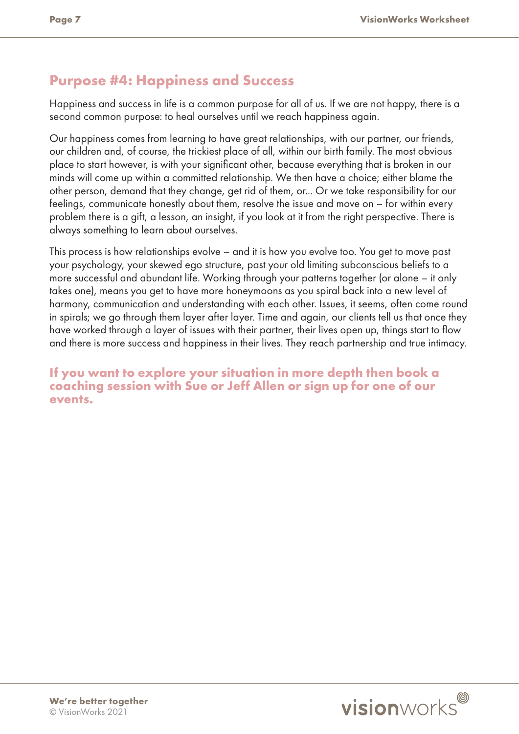## Purpose #4: Happiness and Success

Happiness and success in life is a common purpose for all of us. If we are not happy, there is a second common purpose: to heal ourselves until we reach happiness again.

Our happiness comes from learning to have great relationships, with our partner, our friends, our children and, of course, the trickiest place of all, within our birth family. The most obvious place to start however, is with your significant other, because everything that is broken in our minds will come up within a committed relationship. We then have a choice; either blame the other person, demand that they change, get rid of them, or… Or we take responsibility for our feelings, communicate honestly about them, resolve the issue and move on – for within every problem there is a gift, a lesson, an insight, if you look at it from the right perspective. There is always something to learn about ourselves.

This process is how relationships evolve – and it is how you evolve too. You get to move past your psychology, your skewed ego structure, past your old limiting subconscious beliefs to a more successful and abundant life. Working through your patterns together (or alone – it only takes one), means you get to have more honeymoons as you spiral back into a new level of harmony, communication and understanding with each other. Issues, it seems, often come round in spirals; we go through them layer after layer. Time and again, our clients tell us that once they have worked through a layer of issues with their partner, their lives open up, things start to flow and there is more success and happiness in their lives. They reach partnership and true intimacy.

**If you want to explore your situation in more depth then book a coaching session with Sue or Jeff Allen or sign up for one of our events.**